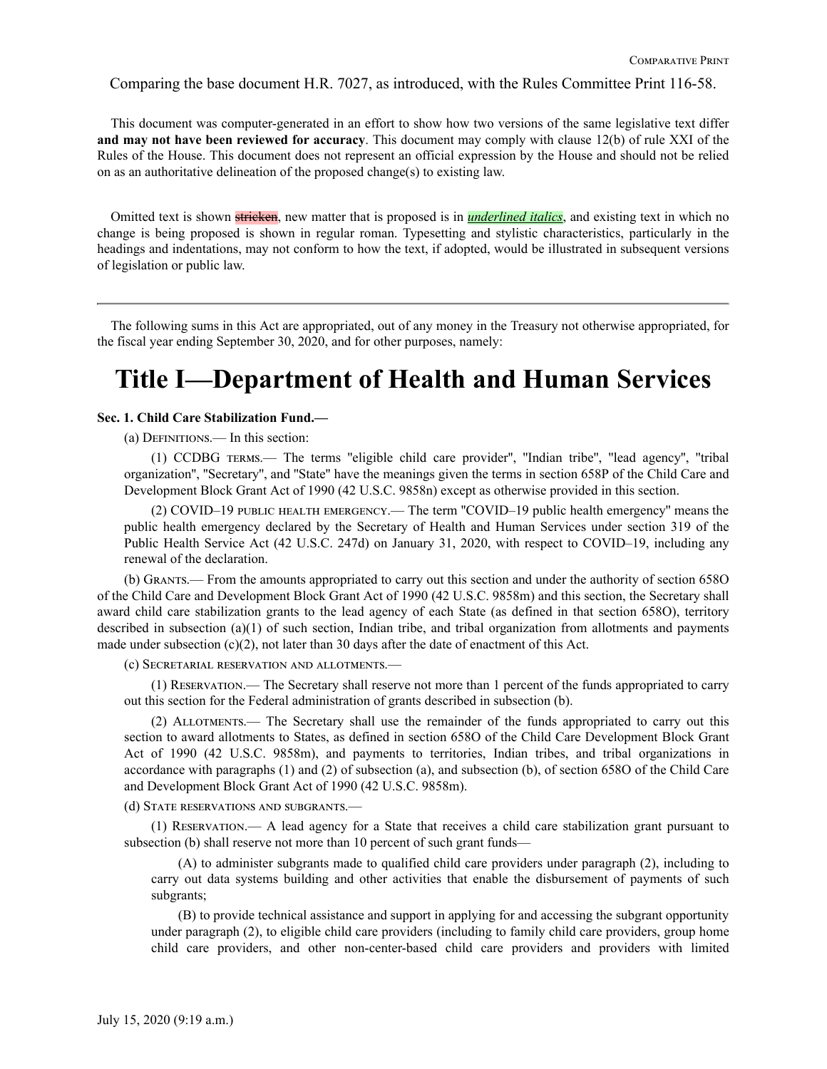Comparing the base document H.R. 7027, as introduced, with the Rules Committee Print 116-58.

This document was computer-generated in an effort to show how two versions of the same legislative text differ **and may not have been reviewed for accuracy**. This document may comply with clause 12(b) of rule XXI of the Rules of the House. This document does not represent an official expression by the House and should not be relied on as an authoritative delineation of the proposed change(s) to existing law.

Omitted text is shown ~~stricken~~, new matter that is proposed is in ***underlined italics***, and existing text in which no change is being proposed is shown in regular roman. Typesetting and stylistic characteristics, particularly in the headings and indentations, may not conform to how the text, if adopted, would be illustrated in subsequent versions of legislation or public law.

---

The following sums in this Act are appropriated, out of any money in the Treasury not otherwise appropriated, for the fiscal year ending September 30, 2020, and for other purposes, namely:

# Title I—Department of Health and Human Services

**Sec. 1. Child Care Stabilization Fund.—**

(a) Definitions.— In this section:

(1) CCDBG terms.— The terms "eligible child care provider", "Indian tribe", "lead agency", "tribal organization", "Secretary", and "State" have the meanings given the terms in section 658P of the Child Care and Development Block Grant Act of 1990 (42 U.S.C. 9858n) except as otherwise provided in this section.

(2) COVID–19 public health emergency.— The term "COVID–19 public health emergency" means the public health emergency declared by the Secretary of Health and Human Services under section 319 of the Public Health Service Act (42 U.S.C. 247d) on January 31, 2020, with respect to COVID–19, including any renewal of the declaration.

(b) Grants.— From the amounts appropriated to carry out this section and under the authority of section 658O of the Child Care and Development Block Grant Act of 1990 (42 U.S.C. 9858m) and this section, the Secretary shall award child care stabilization grants to the lead agency of each State (as defined in that section 658O), territory described in subsection (a)(1) of such section, Indian tribe, and tribal organization from allotments and payments made under subsection (c)(2), not later than 30 days after the date of enactment of this Act.

(c) Secretarial reservation and allotments.—

(1) Reservation.— The Secretary shall reserve not more than 1 percent of the funds appropriated to carry out this section for the Federal administration of grants described in subsection (b).

(2) Allotments.— The Secretary shall use the remainder of the funds appropriated to carry out this section to award allotments to States, as defined in section 658O of the Child Care Development Block Grant Act of 1990 (42 U.S.C. 9858m), and payments to territories, Indian tribes, and tribal organizations in accordance with paragraphs (1) and (2) of subsection (a), and subsection (b), of section 658O of the Child Care and Development Block Grant Act of 1990 (42 U.S.C. 9858m).

(d) State reservations and subgrants.—

(1) Reservation.— A lead agency for a State that receives a child care stabilization grant pursuant to subsection (b) shall reserve not more than 10 percent of such grant funds—

(A) to administer subgrants made to qualified child care providers under paragraph (2), including to carry out data systems building and other activities that enable the disbursement of payments of such subgrants;

(B) to provide technical assistance and support in applying for and accessing the subgrant opportunity under paragraph (2), to eligible child care providers (including to family child care providers, group home child care providers, and other non-center-based child care providers and providers with limited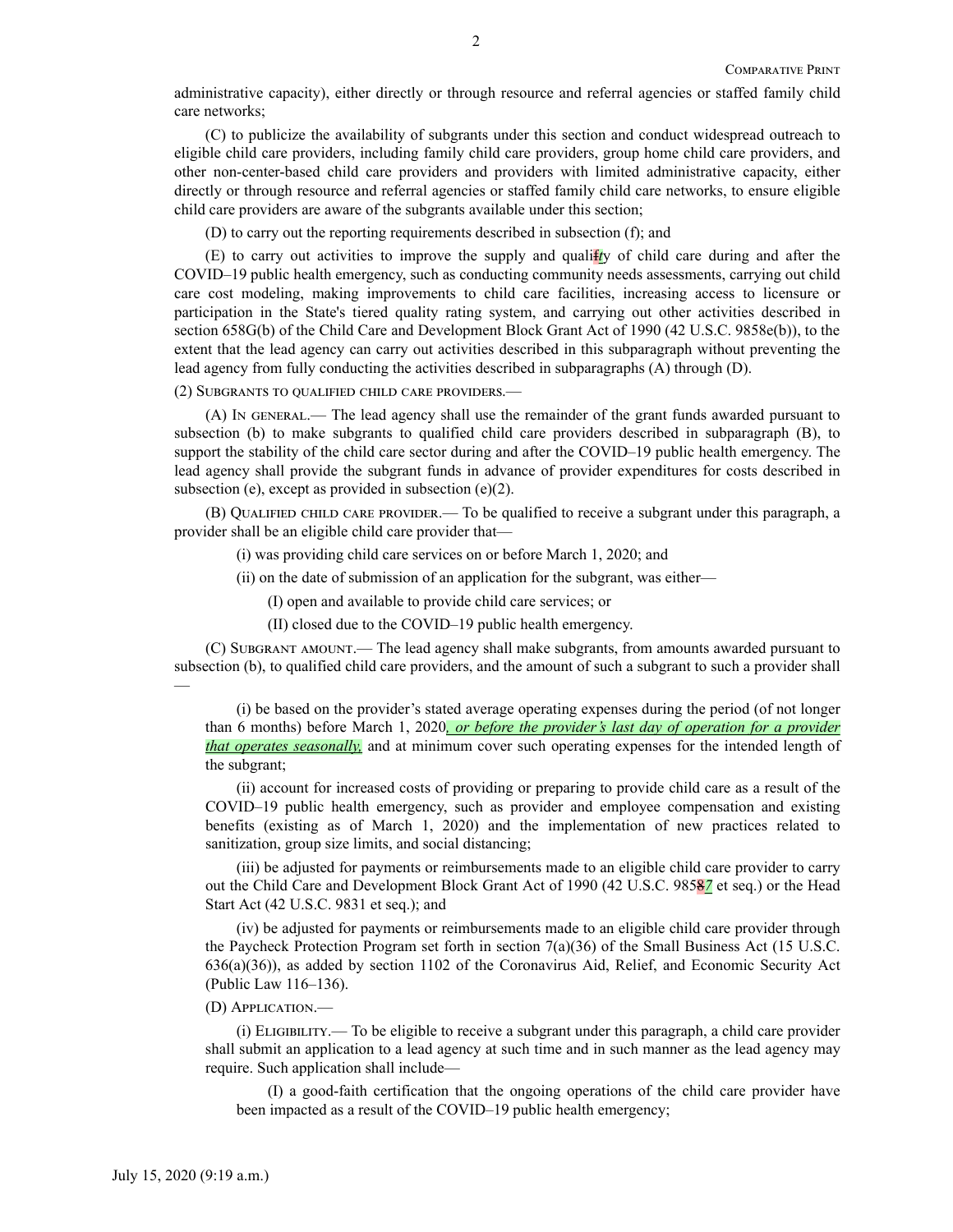administrative capacity), either directly or through resource and referral agencies or staffed family child care networks;

(C) to publicize the availability of subgrants under this section and conduct widespread outreach to eligible child care providers, including family child care providers, group home child care providers, and other non-center-based child care providers and providers with limited administrative capacity, either directly or through resource and referral agencies or staffed family child care networks, to ensure eligible child care providers are aware of the subgrants available under this section;

(D) to carry out the reporting requirements described in subsection (f); and

(E) to carry out activities to improve the supply and quali~~f~~*t*y of child care during and after the COVID–19 public health emergency, such as conducting community needs assessments, carrying out child care cost modeling, making improvements to child care facilities, increasing access to licensure or participation in the State's tiered quality rating system, and carrying out other activities described in section 658G(b) of the Child Care and Development Block Grant Act of 1990 (42 U.S.C. 9858e(b)), to the extent that the lead agency can carry out activities described in this subparagraph without preventing the lead agency from fully conducting the activities described in subparagraphs (A) through (D).

(2) Subgrants to qualified child care providers.—

(A) In general.— The lead agency shall use the remainder of the grant funds awarded pursuant to subsection (b) to make subgrants to qualified child care providers described in subparagraph (B), to support the stability of the child care sector during and after the COVID–19 public health emergency. The lead agency shall provide the subgrant funds in advance of provider expenditures for costs described in subsection (e), except as provided in subsection (e)(2).

(B) Qualified child care provider.— To be qualified to receive a subgrant under this paragraph, a provider shall be an eligible child care provider that—

(i) was providing child care services on or before March 1, 2020; and

(ii) on the date of submission of an application for the subgrant, was either—

(I) open and available to provide child care services; or

(II) closed due to the COVID–19 public health emergency.

(C) Subgrant amount.— The lead agency shall make subgrants, from amounts awarded pursuant to subsection (b), to qualified child care providers, and the amount of such a subgrant to such a provider shall —

(i) be based on the provider's stated average operating expenses during the period (of not longer than 6 months) before March 1, 2020*, or before the provider's last day of operation for a provider that operates seasonally,* and at minimum cover such operating expenses for the intended length of the subgrant;

(ii) account for increased costs of providing or preparing to provide child care as a result of the COVID–19 public health emergency, such as provider and employee compensation and existing benefits (existing as of March 1, 2020) and the implementation of new practices related to sanitization, group size limits, and social distancing;

(iii) be adjusted for payments or reimbursements made to an eligible child care provider to carry out the Child Care and Development Block Grant Act of 1990 (42 U.S.C. 985~~8~~*7* et seq.) or the Head Start Act (42 U.S.C. 9831 et seq.); and

(iv) be adjusted for payments or reimbursements made to an eligible child care provider through the Paycheck Protection Program set forth in section 7(a)(36) of the Small Business Act (15 U.S.C. 636(a)(36)), as added by section 1102 of the Coronavirus Aid, Relief, and Economic Security Act (Public Law 116–136).

(D) Application.—

(i) Eligibility.— To be eligible to receive a subgrant under this paragraph, a child care provider shall submit an application to a lead agency at such time and in such manner as the lead agency may require. Such application shall include—

(I) a good-faith certification that the ongoing operations of the child care provider have been impacted as a result of the COVID–19 public health emergency;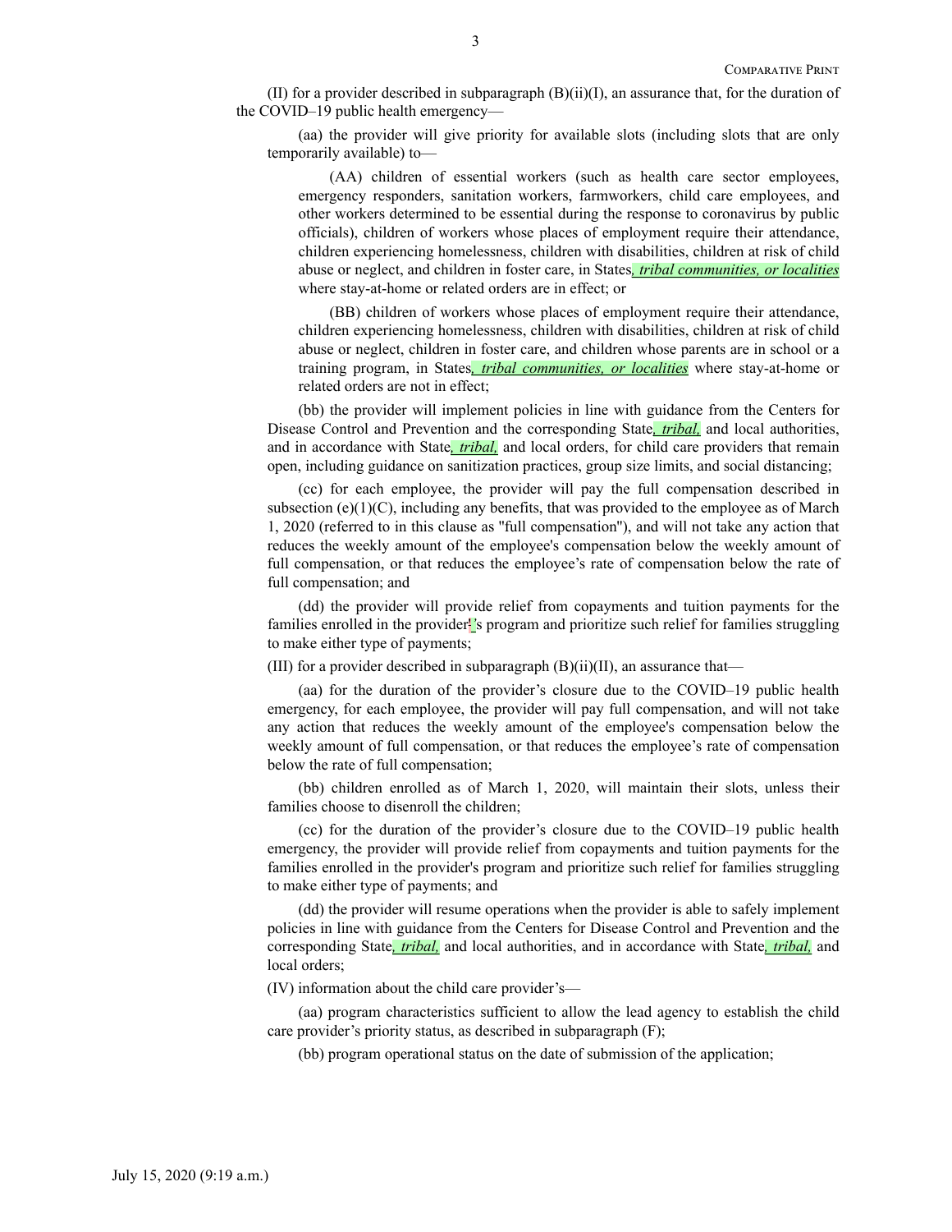(II) for a provider described in subparagraph (B)(ii)(I), an assurance that, for the duration of the COVID–19 public health emergency—

(aa) the provider will give priority for available slots (including slots that are only temporarily available) to—

(AA) children of essential workers (such as health care sector employees, emergency responders, sanitation workers, farmworkers, child care employees, and other workers determined to be essential during the response to coronavirus by public officials), children of workers whose places of employment require their attendance, children experiencing homelessness, children with disabilities, children at risk of child abuse or neglect, and children in foster care, in States*, tribal communities, or localities* where stay-at-home or related orders are in effect; or

(BB) children of workers whose places of employment require their attendance, children experiencing homelessness, children with disabilities, children at risk of child abuse or neglect, children in foster care, and children whose parents are in school or a training program, in States*, tribal communities, or localities* where stay-at-home or related orders are not in effect;

(bb) the provider will implement policies in line with guidance from the Centers for Disease Control and Prevention and the corresponding State*, tribal,* and local authorities, and in accordance with State*, tribal,* and local orders, for child care providers that remain open, including guidance on sanitization practices, group size limits, and social distancing;

(cc) for each employee, the provider will pay the full compensation described in subsection (e)(1)(C), including any benefits, that was provided to the employee as of March 1, 2020 (referred to in this clause as "full compensation"), and will not take any action that reduces the weekly amount of the employee's compensation below the weekly amount of full compensation, or that reduces the employee’s rate of compensation below the rate of full compensation; and

(dd) the provider will provide relief from copayments and tuition payments for the families enrolled in the provider’s program and prioritize such relief for families struggling to make either type of payments;

(III) for a provider described in subparagraph (B)(ii)(II), an assurance that—

(aa) for the duration of the provider’s closure due to the COVID–19 public health emergency, for each employee, the provider will pay full compensation, and will not take any action that reduces the weekly amount of the employee's compensation below the weekly amount of full compensation, or that reduces the employee’s rate of compensation below the rate of full compensation;

(bb) children enrolled as of March 1, 2020, will maintain their slots, unless their families choose to disenroll the children;

(cc) for the duration of the provider’s closure due to the COVID–19 public health emergency, the provider will provide relief from copayments and tuition payments for the families enrolled in the provider's program and prioritize such relief for families struggling to make either type of payments; and

(dd) the provider will resume operations when the provider is able to safely implement policies in line with guidance from the Centers for Disease Control and Prevention and the corresponding State*, tribal,* and local authorities, and in accordance with State*, tribal,* and local orders;

(IV) information about the child care provider’s—

(aa) program characteristics sufficient to allow the lead agency to establish the child care provider’s priority status, as described in subparagraph (F);

(bb) program operational status on the date of submission of the application;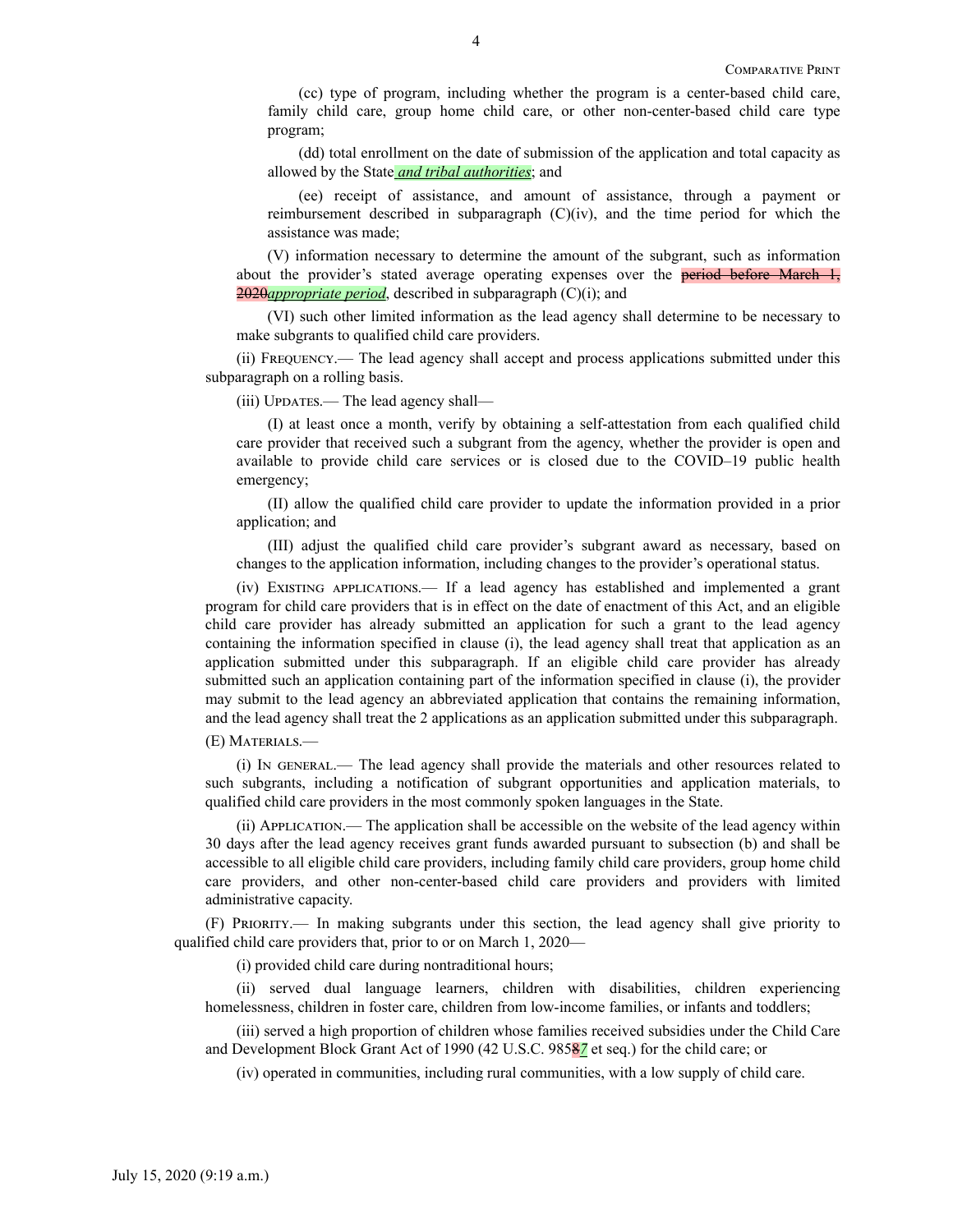(cc) type of program, including whether the program is a center-based child care, family child care, group home child care, or other non-center-based child care type program;

(dd) total enrollment on the date of submission of the application and total capacity as allowed by the State ***and tribal authorities***; and

(ee) receipt of assistance, and amount of assistance, through a payment or reimbursement described in subparagraph (C)(iv), and the time period for which the assistance was made;

(V) information necessary to determine the amount of the subgrant, such as information about the provider's stated average operating expenses over the ~~period before March 1, 2020~~***appropriate period***, described in subparagraph (C)(i); and

(VI) such other limited information as the lead agency shall determine to be necessary to make subgrants to qualified child care providers.

(ii) Frequency.— The lead agency shall accept and process applications submitted under this subparagraph on a rolling basis.

(iii) Updates.— The lead agency shall—

(I) at least once a month, verify by obtaining a self-attestation from each qualified child care provider that received such a subgrant from the agency, whether the provider is open and available to provide child care services or is closed due to the COVID–19 public health emergency;

(II) allow the qualified child care provider to update the information provided in a prior application; and

(III) adjust the qualified child care provider's subgrant award as necessary, based on changes to the application information, including changes to the provider's operational status.

(iv) Existing applications.— If a lead agency has established and implemented a grant program for child care providers that is in effect on the date of enactment of this Act, and an eligible child care provider has already submitted an application for such a grant to the lead agency containing the information specified in clause (i), the lead agency shall treat that application as an application submitted under this subparagraph. If an eligible child care provider has already submitted such an application containing part of the information specified in clause (i), the provider may submit to the lead agency an abbreviated application that contains the remaining information, and the lead agency shall treat the 2 applications as an application submitted under this subparagraph.

(E) Materials.—

(i) In general.— The lead agency shall provide the materials and other resources related to such subgrants, including a notification of subgrant opportunities and application materials, to qualified child care providers in the most commonly spoken languages in the State.

(ii) Application.— The application shall be accessible on the website of the lead agency within 30 days after the lead agency receives grant funds awarded pursuant to subsection (b) and shall be accessible to all eligible child care providers, including family child care providers, group home child care providers, and other non-center-based child care providers and providers with limited administrative capacity.

(F) Priority.— In making subgrants under this section, the lead agency shall give priority to qualified child care providers that, prior to or on March 1, 2020—

(i) provided child care during nontraditional hours;

(ii) served dual language learners, children with disabilities, children experiencing homelessness, children in foster care, children from low-income families, or infants and toddlers;

(iii) served a high proportion of children whose families received subsidies under the Child Care and Development Block Grant Act of 1990 (42 U.S.C. 985~~8~~***7*** et seq.) for the child care; or

(iv) operated in communities, including rural communities, with a low supply of child care.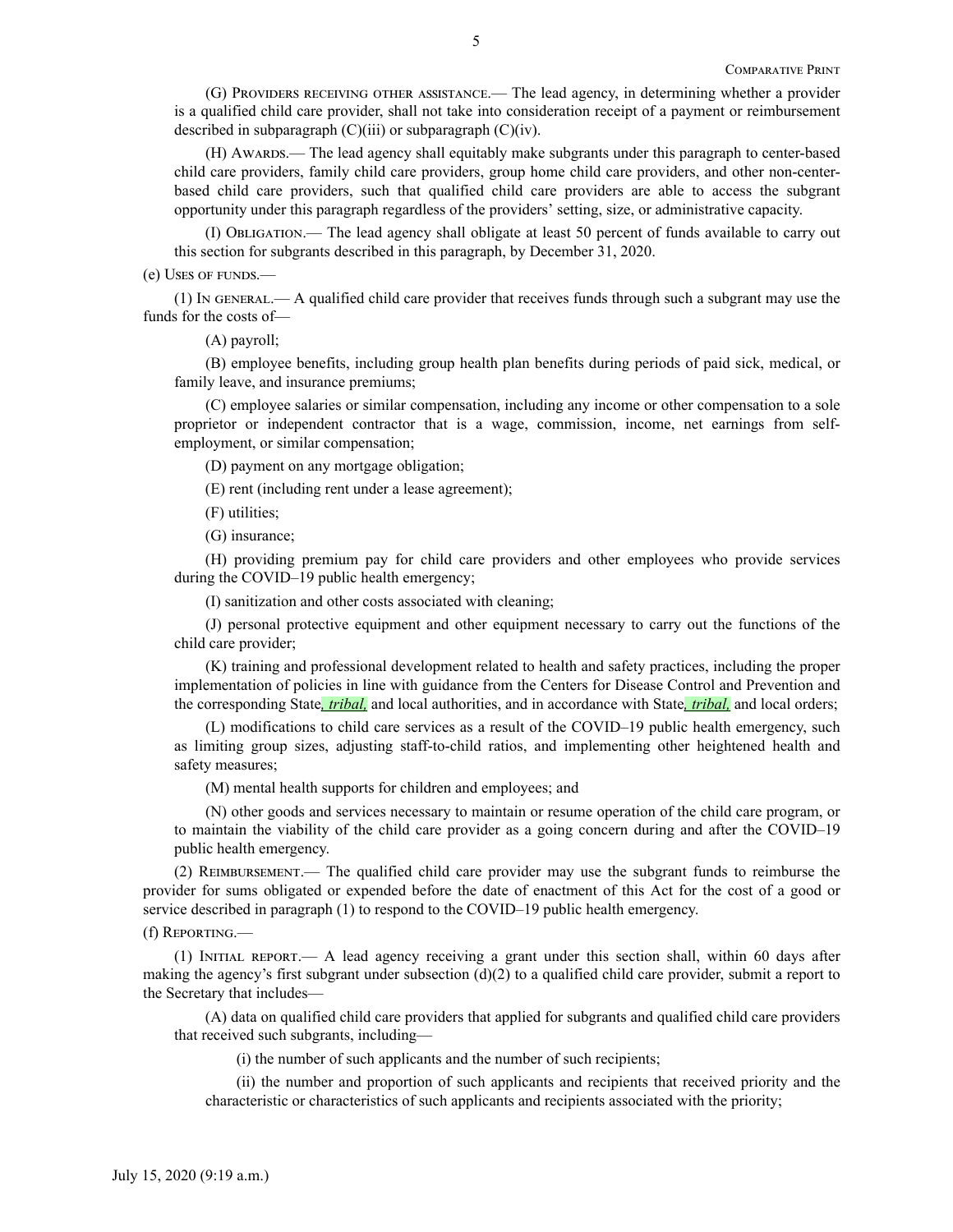(G) Providers receiving other assistance.— The lead agency, in determining whether a provider is a qualified child care provider, shall not take into consideration receipt of a payment or reimbursement described in subparagraph (C)(iii) or subparagraph (C)(iv).

(H) Awards.— The lead agency shall equitably make subgrants under this paragraph to center-based child care providers, family child care providers, group home child care providers, and other non-center-based child care providers, such that qualified child care providers are able to access the subgrant opportunity under this paragraph regardless of the providers' setting, size, or administrative capacity.

(I) Obligation.— The lead agency shall obligate at least 50 percent of funds available to carry out this section for subgrants described in this paragraph, by December 31, 2020.

(e) Uses of funds.—

(1) In general.— A qualified child care provider that receives funds through such a subgrant may use the funds for the costs of—

(A) payroll;

(B) employee benefits, including group health plan benefits during periods of paid sick, medical, or family leave, and insurance premiums;

(C) employee salaries or similar compensation, including any income or other compensation to a sole proprietor or independent contractor that is a wage, commission, income, net earnings from self-employment, or similar compensation;

(D) payment on any mortgage obligation;

(E) rent (including rent under a lease agreement);

(F) utilities;

(G) insurance;

(H) providing premium pay for child care providers and other employees who provide services during the COVID–19 public health emergency;

(I) sanitization and other costs associated with cleaning;

(J) personal protective equipment and other equipment necessary to carry out the functions of the child care provider;

(K) training and professional development related to health and safety practices, including the proper implementation of policies in line with guidance from the Centers for Disease Control and Prevention and the corresponding State*, tribal,* and local authorities, and in accordance with State*, tribal,* and local orders;

(L) modifications to child care services as a result of the COVID–19 public health emergency, such as limiting group sizes, adjusting staff-to-child ratios, and implementing other heightened health and safety measures;

(M) mental health supports for children and employees; and

(N) other goods and services necessary to maintain or resume operation of the child care program, or to maintain the viability of the child care provider as a going concern during and after the COVID–19 public health emergency.

(2) Reimbursement.— The qualified child care provider may use the subgrant funds to reimburse the provider for sums obligated or expended before the date of enactment of this Act for the cost of a good or service described in paragraph (1) to respond to the COVID–19 public health emergency.

(f) Reporting.—

(1) Initial report.— A lead agency receiving a grant under this section shall, within 60 days after making the agency's first subgrant under subsection (d)(2) to a qualified child care provider, submit a report to the Secretary that includes—

(A) data on qualified child care providers that applied for subgrants and qualified child care providers that received such subgrants, including—

(i) the number of such applicants and the number of such recipients;

(ii) the number and proportion of such applicants and recipients that received priority and the characteristic or characteristics of such applicants and recipients associated with the priority;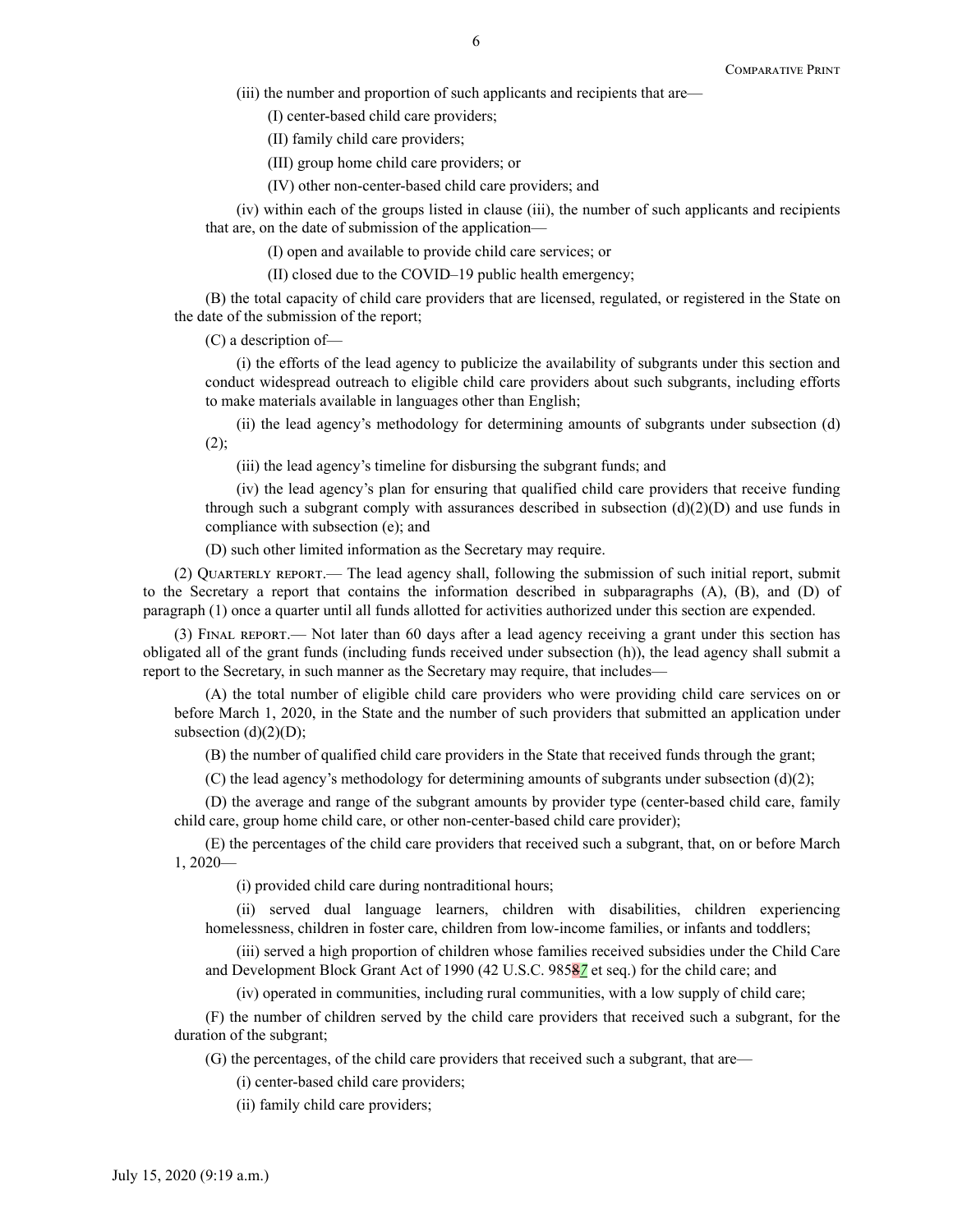(iii) the number and proportion of such applicants and recipients that are—

(I) center-based child care providers;

(II) family child care providers;

(III) group home child care providers; or

(IV) other non-center-based child care providers; and

(iv) within each of the groups listed in clause (iii), the number of such applicants and recipients that are, on the date of submission of the application—

(I) open and available to provide child care services; or

(II) closed due to the COVID–19 public health emergency;

(B) the total capacity of child care providers that are licensed, regulated, or registered in the State on the date of the submission of the report;

(C) a description of—

(i) the efforts of the lead agency to publicize the availability of subgrants under this section and conduct widespread outreach to eligible child care providers about such subgrants, including efforts to make materials available in languages other than English;

(ii) the lead agency's methodology for determining amounts of subgrants under subsection (d)(2);

(iii) the lead agency's timeline for disbursing the subgrant funds; and

(iv) the lead agency's plan for ensuring that qualified child care providers that receive funding through such a subgrant comply with assurances described in subsection (d)(2)(D) and use funds in compliance with subsection (e); and

(D) such other limited information as the Secretary may require.

(2) Quarterly report.— The lead agency shall, following the submission of such initial report, submit to the Secretary a report that contains the information described in subparagraphs (A), (B), and (D) of paragraph (1) once a quarter until all funds allotted for activities authorized under this section are expended.

(3) Final report.— Not later than 60 days after a lead agency receiving a grant under this section has obligated all of the grant funds (including funds received under subsection (h)), the lead agency shall submit a report to the Secretary, in such manner as the Secretary may require, that includes—

(A) the total number of eligible child care providers who were providing child care services on or before March 1, 2020, in the State and the number of such providers that submitted an application under subsection (d)(2)(D);

(B) the number of qualified child care providers in the State that received funds through the grant;

(C) the lead agency's methodology for determining amounts of subgrants under subsection (d)(2);

(D) the average and range of the subgrant amounts by provider type (center-based child care, family child care, group home child care, or other non-center-based child care provider);

(E) the percentages of the child care providers that received such a subgrant, that, on or before March 1, 2020—

(i) provided child care during nontraditional hours;

(ii) served dual language learners, children with disabilities, children experiencing homelessness, children in foster care, children from low-income families, or infants and toddlers;

(iii) served a high proportion of children whose families received subsidies under the Child Care and Development Block Grant Act of 1990 (42 U.S.C. 98587 et seq.) for the child care; and

(iv) operated in communities, including rural communities, with a low supply of child care;

(F) the number of children served by the child care providers that received such a subgrant, for the duration of the subgrant;

(G) the percentages, of the child care providers that received such a subgrant, that are—

(i) center-based child care providers;

(ii) family child care providers;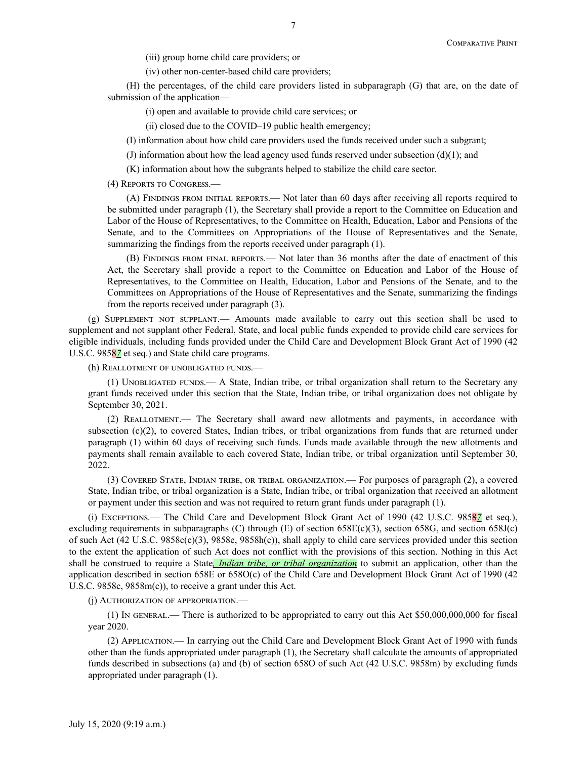(iii) group home child care providers; or

(iv) other non-center-based child care providers;

(H) the percentages, of the child care providers listed in subparagraph (G) that are, on the date of submission of the application—

(i) open and available to provide child care services; or

(ii) closed due to the COVID–19 public health emergency;

(I) information about how child care providers used the funds received under such a subgrant;

(J) information about how the lead agency used funds reserved under subsection (d)(1); and

(K) information about how the subgrants helped to stabilize the child care sector.

(4) Reports to Congress.—

(A) Findings from initial reports.— Not later than 60 days after receiving all reports required to be submitted under paragraph (1), the Secretary shall provide a report to the Committee on Education and Labor of the House of Representatives, to the Committee on Health, Education, Labor and Pensions of the Senate, and to the Committees on Appropriations of the House of Representatives and the Senate, summarizing the findings from the reports received under paragraph (1).

(B) Findings from final reports.— Not later than 36 months after the date of enactment of this Act, the Secretary shall provide a report to the Committee on Education and Labor of the House of Representatives, to the Committee on Health, Education, Labor and Pensions of the Senate, and to the Committees on Appropriations of the House of Representatives and the Senate, summarizing the findings from the reports received under paragraph (3).

(g) Supplement not supplant.— Amounts made available to carry out this section shall be used to supplement and not supplant other Federal, State, and local public funds expended to provide child care services for eligible individuals, including funds provided under the Child Care and Development Block Grant Act of 1990 (42 U.S.C. 985~~8~~*7* et seq.) and State child care programs.

(h) Reallotment of unobligated funds.—

(1) Unobligated funds.— A State, Indian tribe, or tribal organization shall return to the Secretary any grant funds received under this section that the State, Indian tribe, or tribal organization does not obligate by September 30, 2021.

(2) Reallotment.— The Secretary shall award new allotments and payments, in accordance with subsection (c)(2), to covered States, Indian tribes, or tribal organizations from funds that are returned under paragraph (1) within 60 days of receiving such funds. Funds made available through the new allotments and payments shall remain available to each covered State, Indian tribe, or tribal organization until September 30, 2022.

(3) Covered State, Indian tribe, or tribal organization.— For purposes of paragraph (2), a covered State, Indian tribe, or tribal organization is a State, Indian tribe, or tribal organization that received an allotment or payment under this section and was not required to return grant funds under paragraph (1).

(i) Exceptions.— The Child Care and Development Block Grant Act of 1990 (42 U.S.C. 985~~8~~*7* et seq.), excluding requirements in subparagraphs (C) through (E) of section 658E(c)(3), section 658G, and section 658J(c) of such Act (42 U.S.C. 9858c(c)(3), 9858e, 9858h(c)), shall apply to child care services provided under this section to the extent the application of such Act does not conflict with the provisions of this section. Nothing in this Act shall be construed to require a State*, Indian tribe, or tribal organization* to submit an application, other than the application described in section 658E or 658O(c) of the Child Care and Development Block Grant Act of 1990 (42 U.S.C. 9858c, 9858m(c)), to receive a grant under this Act.

(j) Authorization of appropriation.—

(1) In general.— There is authorized to be appropriated to carry out this Act $50,000,000,000 for fiscal year 2020.

(2) Application.— In carrying out the Child Care and Development Block Grant Act of 1990 with funds other than the funds appropriated under paragraph (1), the Secretary shall calculate the amounts of appropriated funds described in subsections (a) and (b) of section 658O of such Act (42 U.S.C. 9858m) by excluding funds appropriated under paragraph (1).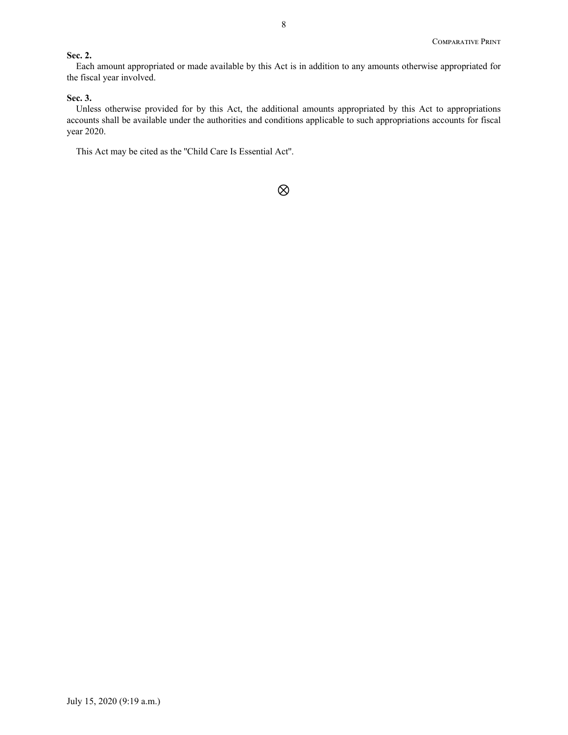**Sec. 2.**

Each amount appropriated or made available by this Act is in addition to any amounts otherwise appropriated for the fiscal year involved.

**Sec. 3.**

Unless otherwise provided for by this Act, the additional amounts appropriated by this Act to appropriations accounts shall be available under the authorities and conditions applicable to such appropriations accounts for fiscal year 2020.

This Act may be cited as the "Child Care Is Essential Act".

⊗